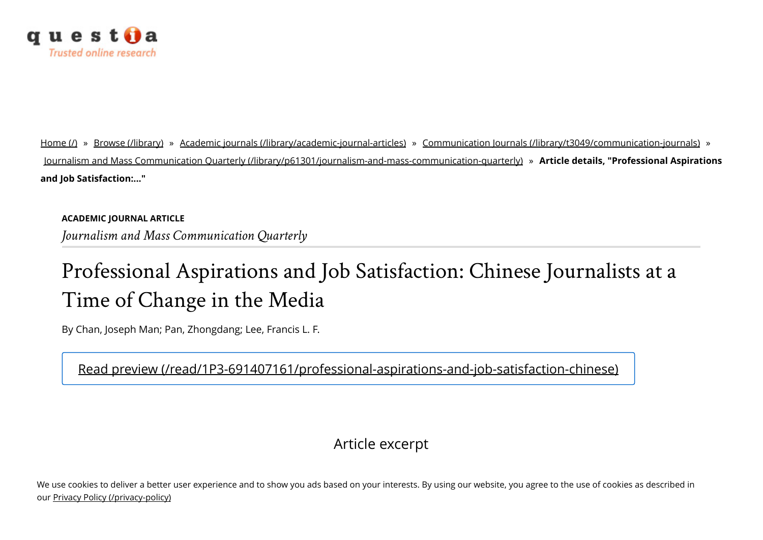questia
Trusted online research

Home (/) » Browse (/library) » Academic journals (/library/academic-journal-articles) » Communication Journals (/library/t3049/communication-journals) » Journalism and Mass Communication Quarterly (/library/p61301/journalism-and-mass-communication-quarterly) » **Article details, "Professional Aspirations and Job Satisfaction:..."**

**ACADEMIC JOURNAL ARTICLE**

*Journalism and Mass Communication Quarterly*

# Professional Aspirations and Job Satisfaction: Chinese Journalists at a Time of Change in the Media

By Chan, Joseph Man; Pan, Zhongdang; Lee, Francis L. F.

Read preview (/read/1P3-691407161/professional-aspirations-and-job-satisfaction-chinese)

## Article excerpt

We use cookies to deliver a better user experience and to show you ads based on your interests. By using our website, you agree to the use of cookies as described in our Privacy Policy (/privacy-policy)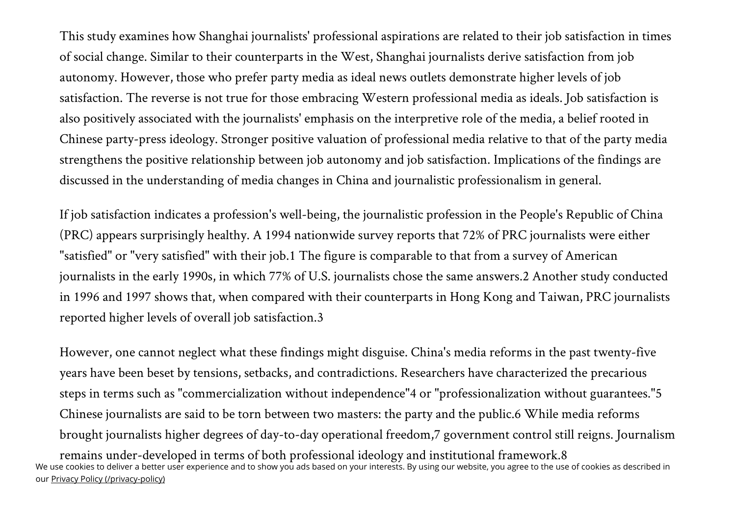This study examines how Shanghai journalists' professional aspirations are related to their job satisfaction in times of social change. Similar to their counterparts in the West, Shanghai journalists derive satisfaction from job autonomy. However, those who prefer party media as ideal news outlets demonstrate higher levels of job satisfaction. The reverse is not true for those embracing Western professional media as ideals. Job satisfaction is also positively associated with the journalists' emphasis on the interpretive role of the media, a belief rooted in Chinese party-press ideology. Stronger positive valuation of professional media relative to that of the party media strengthens the positive relationship between job autonomy and job satisfaction. Implications of the findings are discussed in the understanding of media changes in China and journalistic professionalism in general.

If job satisfaction indicates a profession's well-being, the journalistic profession in the People's Republic of China (PRC) appears surprisingly healthy. A 1994 nationwide survey reports that 72% of PRC journalists were either "satisfied" or "very satisfied" with their job.[1] The figure is comparable to that from a survey of American journalists in the early 1990s, in which 77% of U.S. journalists chose the same answers.[2] Another study conducted in 1996 and 1997 shows that, when compared with their counterparts in Hong Kong and Taiwan, PRC journalists reported higher levels of overall job satisfaction.[3]

However, one cannot neglect what these findings might disguise. China's media reforms in the past twenty-five years have been beset by tensions, setbacks, and contradictions. Researchers have characterized the precarious steps in terms such as "commercialization without independence"[4] or "professionalization without guarantees."[5] Chinese journalists are said to be torn between two masters: the party and the public.[6] While media reforms brought journalists higher degrees of day-to-day operational freedom,[7] government control still reigns. Journalism remains under-developed in terms of both professional ideology and institutional framework.[8]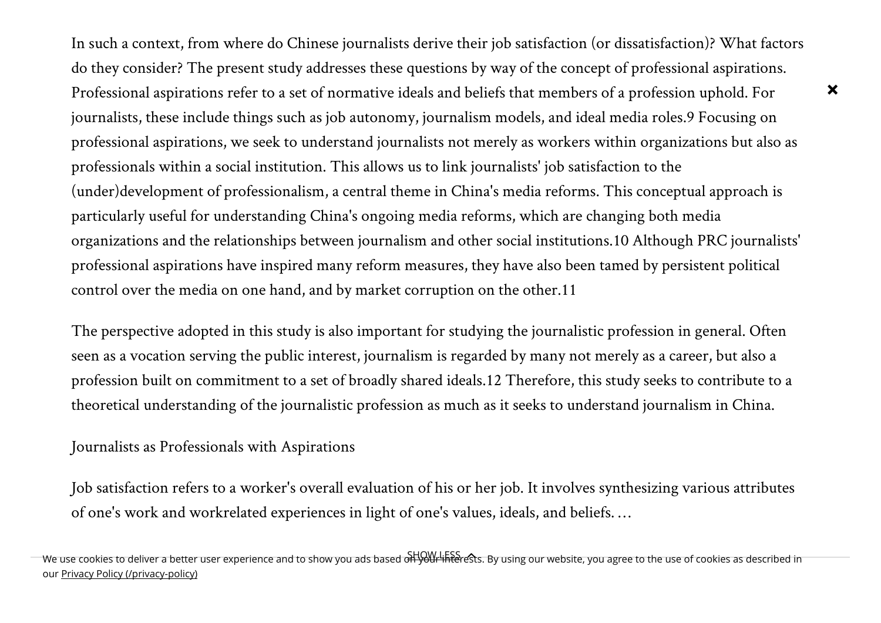In such a context, from where do Chinese journalists derive their job satisfaction (or dissatisfaction)? What factors do they consider? The present study addresses these questions by way of the concept of professional aspirations. Professional aspirations refer to a set of normative ideals and beliefs that members of a profession uphold. For journalists, these include things such as job autonomy, journalism models, and ideal media roles.[9] Focusing on professional aspirations, we seek to understand journalists not merely as workers within organizations but also as professionals within a social institution. This allows us to link journalists' job satisfaction to the (under)development of professionalism, a central theme in China's media reforms. This conceptual approach is particularly useful for understanding China's ongoing media reforms, which are changing both media organizations and the relationships between journalism and other social institutions.[10] Although PRC journalists' professional aspirations have inspired many reform measures, they have also been tamed by persistent political control over the media on one hand, and by market corruption on the other.[11]

The perspective adopted in this study is also important for studying the journalistic profession in general. Often seen as a vocation serving the public interest, journalism is regarded by many not merely as a career, but also a profession built on commitment to a set of broadly shared ideals.[12] Therefore, this study seeks to contribute to a theoretical understanding of the journalistic profession as much as it seeks to understand journalism in China.

## Journalists as Professionals with Aspirations

Job satisfaction refers to a worker's overall evaluation of his or her job. It involves synthesizing various attributes of one's work and workrelated experiences in light of one's values, ideals, and beliefs. …